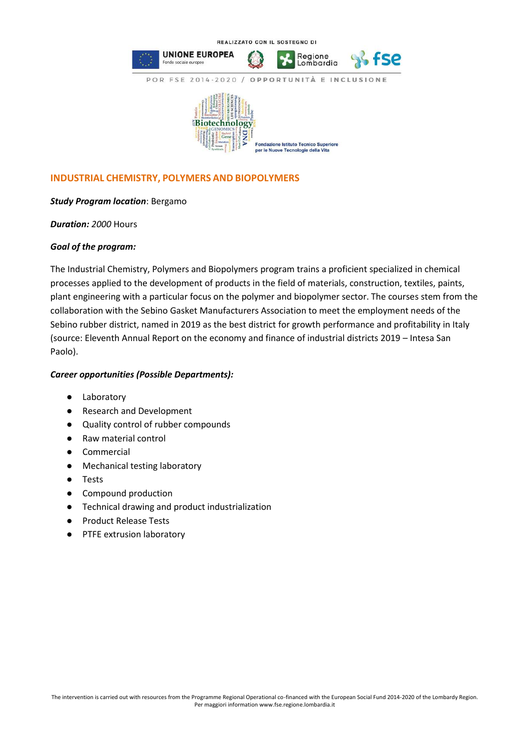REALIZZATO CON IL SOSTEGNO DI

UNIONE EUROPEA Fondo sociale europeo — Regione Lombardia — fse

POR FSE 2014-2020 / OPPORTUNITÀ E INCLUSIONE

Fondazione Istituto Tecnico Superiore per le Nuove Tecnologie della Vita

## INDUSTRIAL CHEMISTRY, POLYMERS AND BIOPOLYMERS

***Study Program location***: Bergamo

***Duration:*** *2000* Hours

***Goal of the program:***

The Industrial Chemistry, Polymers and Biopolymers program trains a proficient specialized in chemical processes applied to the development of products in the field of materials, construction, textiles, paints, plant engineering with a particular focus on the polymer and biopolymer sector. The courses stem from the collaboration with the Sebino Gasket Manufacturers Association to meet the employment needs of the Sebino rubber district, named in 2019 as the best district for growth performance and profitability in Italy (source: Eleventh Annual Report on the economy and finance of industrial districts 2019 – Intesa San Paolo).

***Career opportunities (Possible Departments):***

- Laboratory
- Research and Development
- Quality control of rubber compounds
- Raw material control
- Commercial
- Mechanical testing laboratory
- Tests
- Compound production
- Technical drawing and product industrialization
- Product Release Tests
- PTFE extrusion laboratory

The intervention is carried out with resources from the Programme Regional Operational co-financed with the European Social Fund 2014-2020 of the Lombardy Region. Per maggiori information www.fse.regione.lombardia.it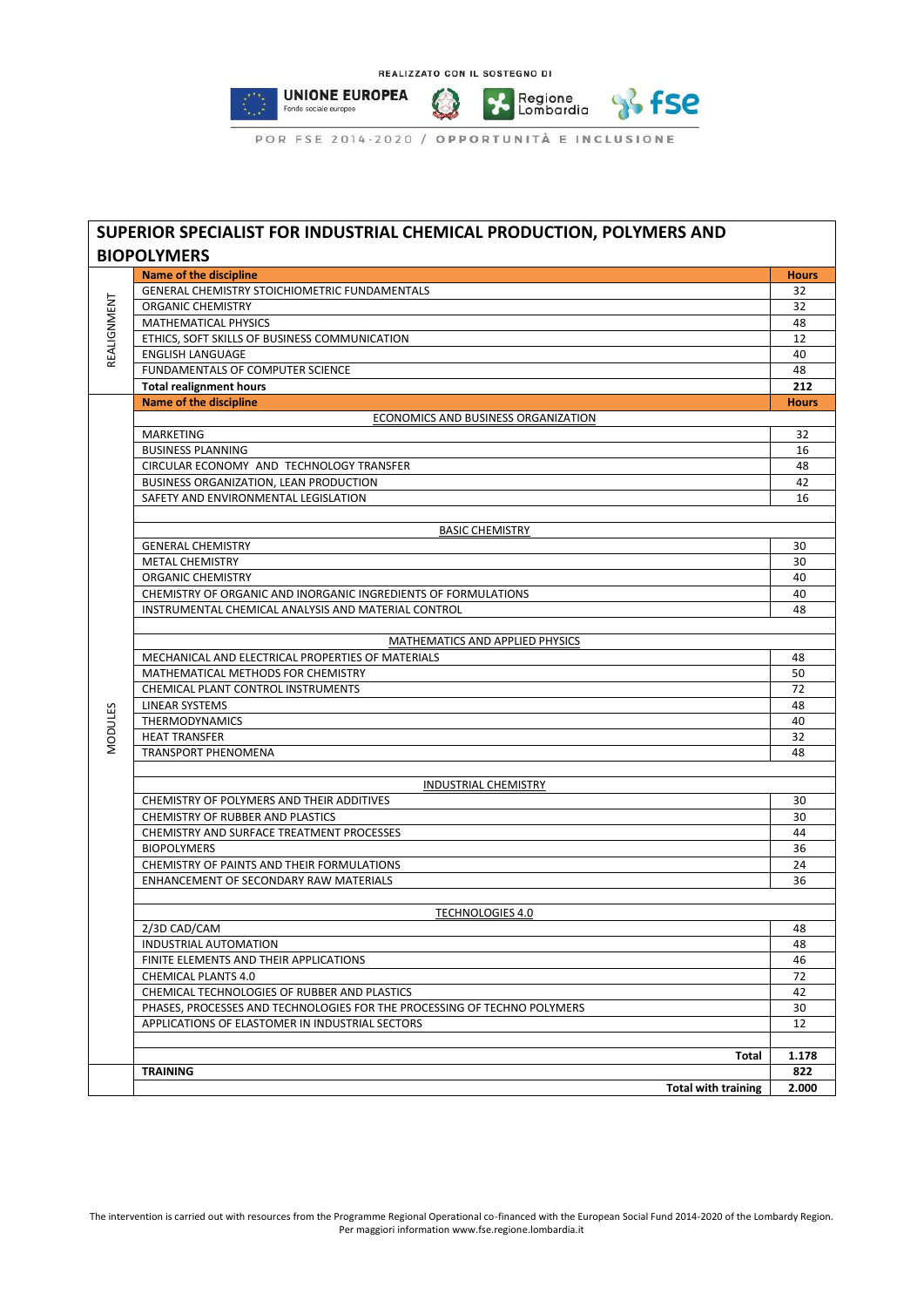REALIZZATO CON IL SOSTEGNO DI

UNIONE EUROPEA
Fondo sociale europeo

Regione Lombardia

fse

POR FSE 2014-2020 / OPPORTUNITÀ E INCLUSIONE

## SUPERIOR SPECIALIST FOR INDUSTRIAL CHEMICAL PRODUCTION, POLYMERS AND BIOPOLYMERS

| | Name of the discipline | Hours |
|---|---|---|
| REALIGNMENT | GENERAL CHEMISTRY STOICHIOMETRIC FUNDAMENTALS | 32 |
| | ORGANIC CHEMISTRY | 32 |
| | MATHEMATICAL PHYSICS | 48 |
| | ETHICS, SOFT SKILLS OF BUSINESS COMMUNICATION | 12 |
| | ENGLISH LANGUAGE | 40 |
| | FUNDAMENTALS OF COMPUTER SCIENCE | 48 |
| | **Total realignment hours** | **212** |
| MODULES | **Name of the discipline** | **Hours** |
| | ECONOMICS AND BUSINESS ORGANIZATION | |
| | MARKETING | 32 |
| | BUSINESS PLANNING | 16 |
| | CIRCULAR ECONOMY AND TECHNOLOGY TRANSFER | 48 |
| | BUSINESS ORGANIZATION, LEAN PRODUCTION | 42 |
| | SAFETY AND ENVIRONMENTAL LEGISLATION | 16 |
| | | |
| | BASIC CHEMISTRY | |
| | GENERAL CHEMISTRY | 30 |
| | METAL CHEMISTRY | 30 |
| | ORGANIC CHEMISTRY | 40 |
| | CHEMISTRY OF ORGANIC AND INORGANIC INGREDIENTS OF FORMULATIONS | 40 |
| | INSTRUMENTAL CHEMICAL ANALYSIS AND MATERIAL CONTROL | 48 |
| | | |
| | MATHEMATICS AND APPLIED PHYSICS | |
| | MECHANICAL AND ELECTRICAL PROPERTIES OF MATERIALS | 48 |
| | MATHEMATICAL METHODS FOR CHEMISTRY | 50 |
| | CHEMICAL PLANT CONTROL INSTRUMENTS | 72 |
| | LINEAR SYSTEMS | 48 |
| | THERMODYNAMICS | 40 |
| | HEAT TRANSFER | 32 |
| | TRANSPORT PHENOMENA | 48 |
| | | |
| | INDUSTRIAL CHEMISTRY | |
| | CHEMISTRY OF POLYMERS AND THEIR ADDITIVES | 30 |
| | CHEMISTRY OF RUBBER AND PLASTICS | 30 |
| | CHEMISTRY AND SURFACE TREATMENT PROCESSES | 44 |
| | BIOPOLYMERS | 36 |
| | CHEMISTRY OF PAINTS AND THEIR FORMULATIONS | 24 |
| | ENHANCEMENT OF SECONDARY RAW MATERIALS | 36 |
| | | |
| | TECHNOLOGIES 4.0 | |
| | 2/3D CAD/CAM | 48 |
| | INDUSTRIAL AUTOMATION | 48 |
| | FINITE ELEMENTS AND THEIR APPLICATIONS | 46 |
| | CHEMICAL PLANTS 4.0 | 72 |
| | CHEMICAL TECHNOLOGIES OF RUBBER AND PLASTICS | 42 |
| | PHASES, PROCESSES AND TECHNOLOGIES FOR THE PROCESSING OF TECHNO POLYMERS | 30 |
| | APPLICATIONS OF ELASTOMER IN INDUSTRIAL SECTORS | 12 |
| | | |
| | **Total** | **1.178** |
| | **TRAINING** | **822** |
| | **Total with training** | **2.000** |

The intervention is carried out with resources from the Programme Regional Operational co-financed with the European Social Fund 2014-2020 of the Lombardy Region.
Per maggiori information www.fse.regione.lombardia.it